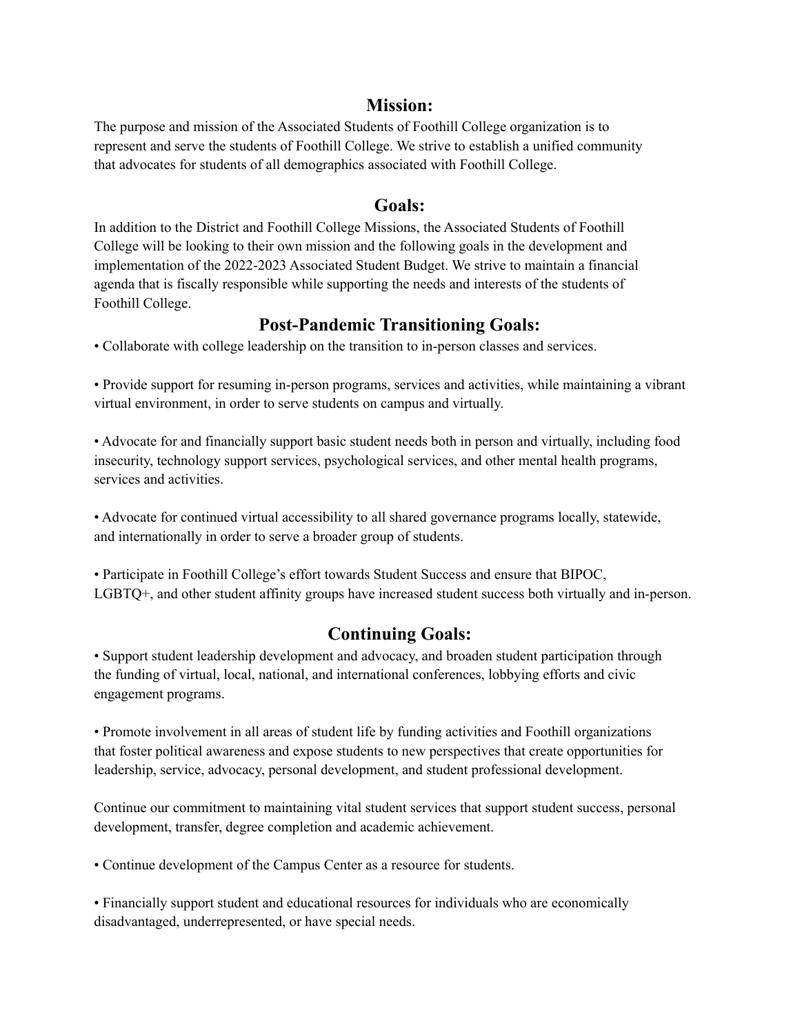## Mission:

The purpose and mission of the Associated Students of Foothill College organization is to represent and serve the students of Foothill College. We strive to establish a unified community that advocates for students of all demographics associated with Foothill College.

## Goals:

In addition to the District and Foothill College Missions, the Associated Students of Foothill College will be looking to their own mission and the following goals in the development and implementation of the 2022-2023 Associated Student Budget. We strive to maintain a financial agenda that is fiscally responsible while supporting the needs and interests of the students of Foothill College.

## Post-Pandemic Transitioning Goals:

- Collaborate with college leadership on the transition to in-person classes and services.

- Provide support for resuming in-person programs, services and activities, while maintaining a vibrant virtual environment, in order to serve students on campus and virtually.

- Advocate for and financially support basic student needs both in person and virtually, including food insecurity, technology support services, psychological services, and other mental health programs, services and activities.

- Advocate for continued virtual accessibility to all shared governance programs locally, statewide, and internationally in order to serve a broader group of students.

- Participate in Foothill College's effort towards Student Success and ensure that BIPOC, LGBTQ+, and other student affinity groups have increased student success both virtually and in-person.

## Continuing Goals:

- Support student leadership development and advocacy, and broaden student participation through the funding of virtual, local, national, and international conferences, lobbying efforts and civic engagement programs.

- Promote involvement in all areas of student life by funding activities and Foothill organizations that foster political awareness and expose students to new perspectives that create opportunities for leadership, service, advocacy, personal development, and student professional development.

Continue our commitment to maintaining vital student services that support student success, personal development, transfer, degree completion and academic achievement.

- Continue development of the Campus Center as a resource for students.

- Financially support student and educational resources for individuals who are economically disadvantaged, underrepresented, or have special needs.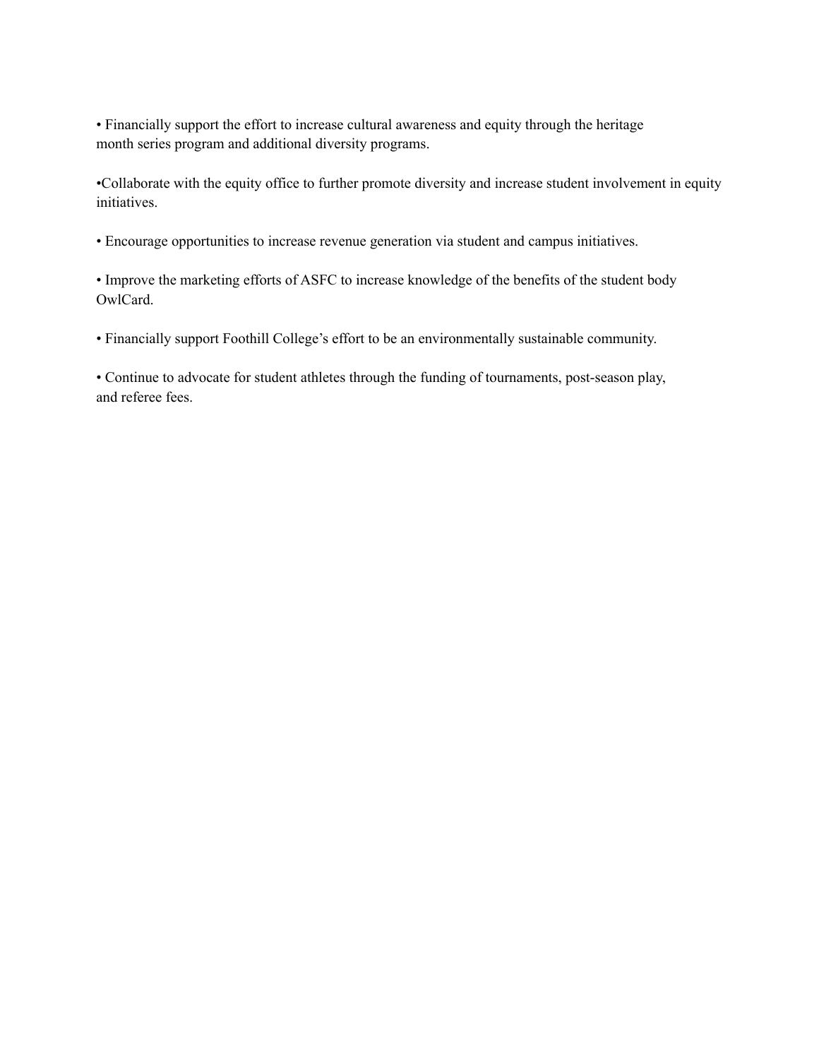- Financially support the effort to increase cultural awareness and equity through the heritage month series program and additional diversity programs.

- Collaborate with the equity office to further promote diversity and increase student involvement in equity initiatives.

- Encourage opportunities to increase revenue generation via student and campus initiatives.

- Improve the marketing efforts of ASFC to increase knowledge of the benefits of the student body OwlCard.

- Financially support Foothill College's effort to be an environmentally sustainable community.

- Continue to advocate for student athletes through the funding of tournaments, post-season play, and referee fees.